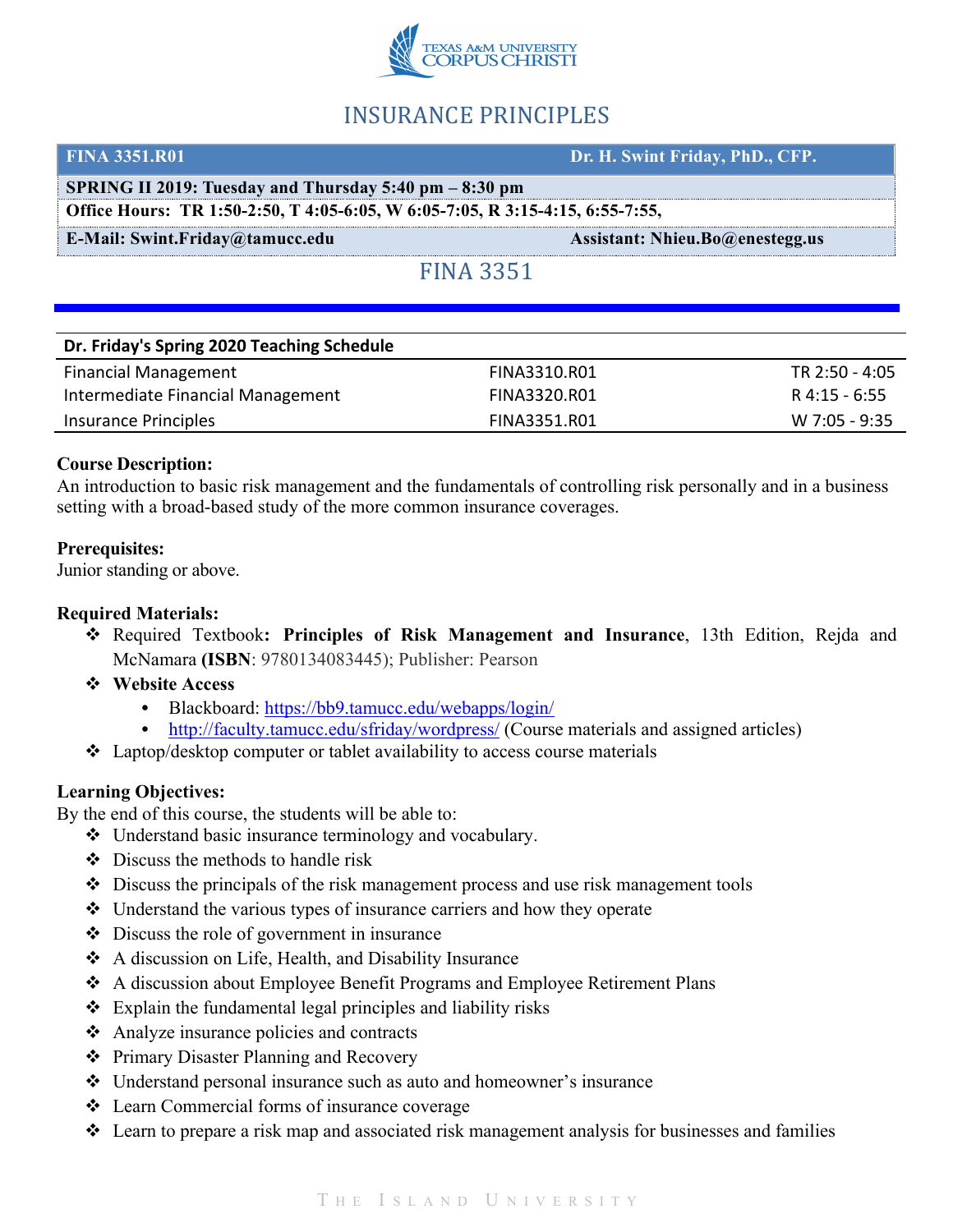# INSURANCE PRINCIPLES

| FINA 3351.R01 | Dr. H. Swint Friday, PhD., CFP. |
|---|---|
| **SPRING II 2019: Tuesday and Thursday 5:40 pm – 8:30 pm** | |
| **Office Hours: TR 1:50-2:50, T 4:05-6:05, W 6:05-7:05, R 3:15-4:15, 6:55-7:55,** | |
| **E-Mail: Swint.Friday@tamucc.edu** | **Assistant: Nhieu.Bo@enestegg.us** |

## FINA 3351

| Dr. Friday's Spring 2020 Teaching Schedule | | |
|---|---|---|
| Financial Management | FINA3310.R01 | TR 2:50 - 4:05 |
| Intermediate Financial Management | FINA3320.R01 | R 4:15 - 6:55 |
| Insurance Principles | FINA3351.R01 | W 7:05 - 9:35 |

**Course Description:**
An introduction to basic risk management and the fundamentals of controlling risk personally and in a business setting with a broad-based study of the more common insurance coverages.

**Prerequisites:**
Junior standing or above.

**Required Materials:**

- Required Textbook**: Principles of Risk Management and Insurance**, 13th Edition, Rejda and McNamara **(ISBN**: 9780134083445); Publisher: Pearson
- **Website Access**
  - Blackboard: https://bb9.tamucc.edu/webapps/login/
  - http://faculty.tamucc.edu/sfriday/wordpress/ (Course materials and assigned articles)
- Laptop/desktop computer or tablet availability to access course materials

**Learning Objectives:**
By the end of this course, the students will be able to:

- Understand basic insurance terminology and vocabulary.
- Discuss the methods to handle risk
- Discuss the principals of the risk management process and use risk management tools
- Understand the various types of insurance carriers and how they operate
- Discuss the role of government in insurance
- A discussion on Life, Health, and Disability Insurance
- A discussion about Employee Benefit Programs and Employee Retirement Plans
- Explain the fundamental legal principles and liability risks
- Analyze insurance policies and contracts
- Primary Disaster Planning and Recovery
- Understand personal insurance such as auto and homeowner's insurance
- Learn Commercial forms of insurance coverage
- Learn to prepare a risk map and associated risk management analysis for businesses and families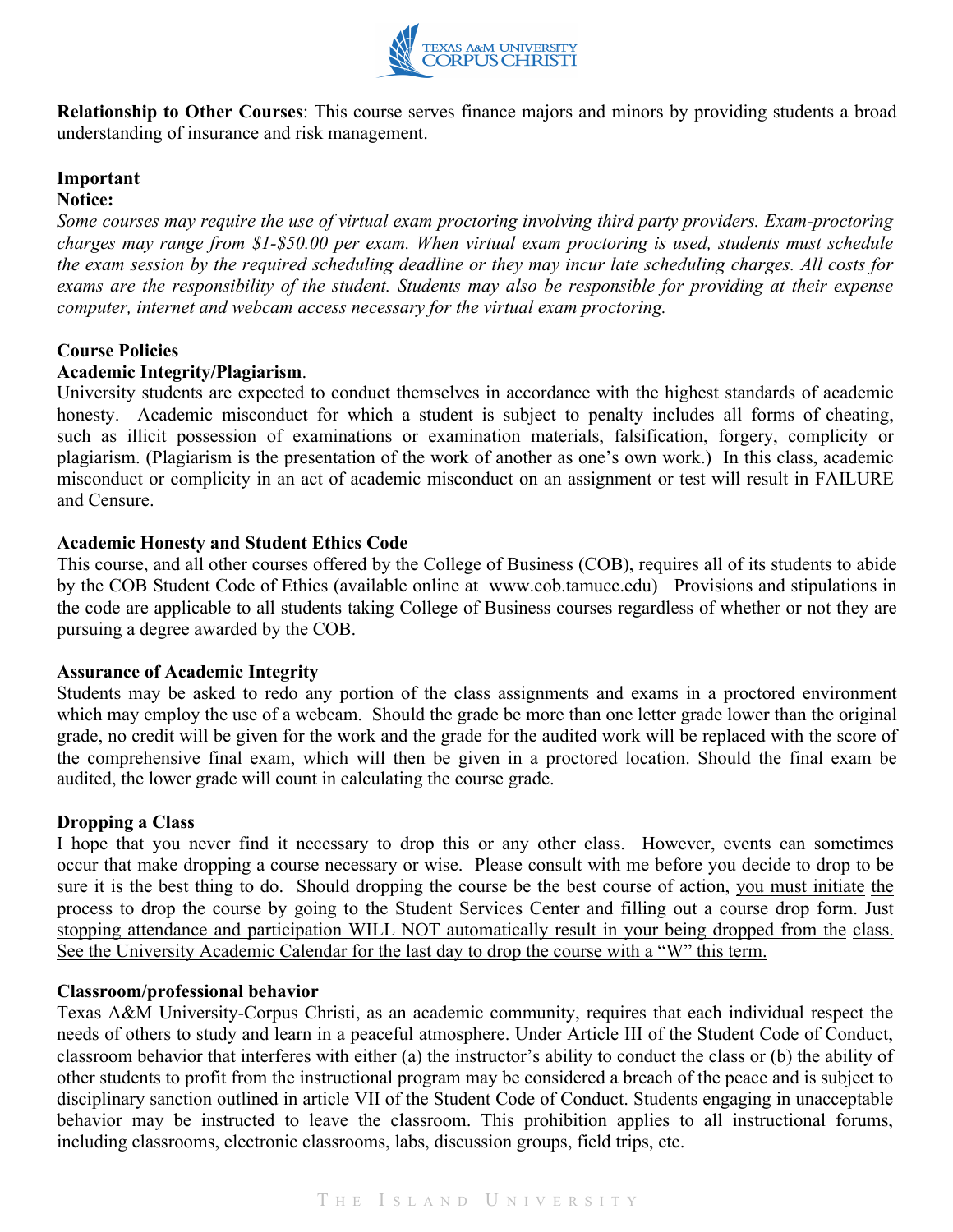**Relationship to Other Courses**: This course serves finance majors and minors by providing students a broad understanding of insurance and risk management.

**Important Notice:**

*Some courses may require the use of virtual exam proctoring involving third party providers. Exam-proctoring charges may range from $1-$50.00 per exam. When virtual exam proctoring is used, students must schedule the exam session by the required scheduling deadline or they may incur late scheduling charges. All costs for exams are the responsibility of the student. Students may also be responsible for providing at their expense computer, internet and webcam access necessary for the virtual exam proctoring.*

**Course Policies**

**Academic Integrity/Plagiarism**.

University students are expected to conduct themselves in accordance with the highest standards of academic honesty. Academic misconduct for which a student is subject to penalty includes all forms of cheating, such as illicit possession of examinations or examination materials, falsification, forgery, complicity or plagiarism. (Plagiarism is the presentation of the work of another as one's own work.) In this class, academic misconduct or complicity in an act of academic misconduct on an assignment or test will result in FAILURE and Censure.

**Academic Honesty and Student Ethics Code**

This course, and all other courses offered by the College of Business (COB), requires all of its students to abide by the COB Student Code of Ethics (available online at www.cob.tamucc.edu) Provisions and stipulations in the code are applicable to all students taking College of Business courses regardless of whether or not they are pursuing a degree awarded by the COB.

**Assurance of Academic Integrity**

Students may be asked to redo any portion of the class assignments and exams in a proctored environment which may employ the use of a webcam. Should the grade be more than one letter grade lower than the original grade, no credit will be given for the work and the grade for the audited work will be replaced with the score of the comprehensive final exam, which will then be given in a proctored location. Should the final exam be audited, the lower grade will count in calculating the course grade.

**Dropping a Class**

I hope that you never find it necessary to drop this or any other class. However, events can sometimes occur that make dropping a course necessary or wise. Please consult with me before you decide to drop to be sure it is the best thing to do. Should dropping the course be the best course of action, you must initiate the process to drop the course by going to the Student Services Center and filling out a course drop form. Just stopping attendance and participation WILL NOT automatically result in your being dropped from the class. See the University Academic Calendar for the last day to drop the course with a "W" this term.

**Classroom/professional behavior**

Texas A&M University-Corpus Christi, as an academic community, requires that each individual respect the needs of others to study and learn in a peaceful atmosphere. Under Article III of the Student Code of Conduct, classroom behavior that interferes with either (a) the instructor's ability to conduct the class or (b) the ability of other students to profit from the instructional program may be considered a breach of the peace and is subject to disciplinary sanction outlined in article VII of the Student Code of Conduct. Students engaging in unacceptable behavior may be instructed to leave the classroom. This prohibition applies to all instructional forums, including classrooms, electronic classrooms, labs, discussion groups, field trips, etc.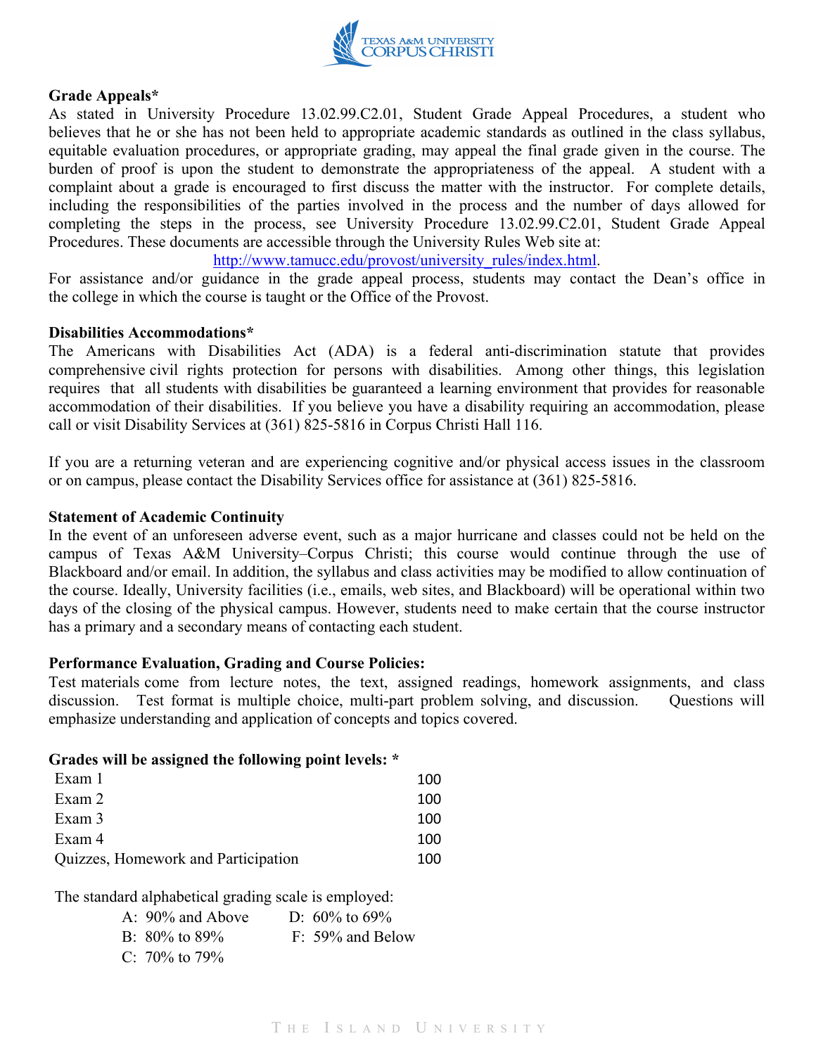**Grade Appeals***

As stated in University Procedure 13.02.99.C2.01, Student Grade Appeal Procedures, a student who believes that he or she has not been held to appropriate academic standards as outlined in the class syllabus, equitable evaluation procedures, or appropriate grading, may appeal the final grade given in the course. The burden of proof is upon the student to demonstrate the appropriateness of the appeal. A student with a complaint about a grade is encouraged to first discuss the matter with the instructor. For complete details, including the responsibilities of the parties involved in the process and the number of days allowed for completing the steps in the process, see University Procedure 13.02.99.C2.01, Student Grade Appeal Procedures. These documents are accessible through the University Rules Web site at: http://www.tamucc.edu/provost/university_rules/index.html.

For assistance and/or guidance in the grade appeal process, students may contact the Dean's office in the college in which the course is taught or the Office of the Provost.

**Disabilities Accommodations***

The Americans with Disabilities Act (ADA) is a federal anti-discrimination statute that provides comprehensive civil rights protection for persons with disabilities. Among other things, this legislation requires that all students with disabilities be guaranteed a learning environment that provides for reasonable accommodation of their disabilities. If you believe you have a disability requiring an accommodation, please call or visit Disability Services at (361) 825-5816 in Corpus Christi Hall 116.

If you are a returning veteran and are experiencing cognitive and/or physical access issues in the classroom or on campus, please contact the Disability Services office for assistance at (361) 825-5816.

**Statement of Academic Continuity**

In the event of an unforeseen adverse event, such as a major hurricane and classes could not be held on the campus of Texas A&M University–Corpus Christi; this course would continue through the use of Blackboard and/or email. In addition, the syllabus and class activities may be modified to allow continuation of the course. Ideally, University facilities (i.e., emails, web sites, and Blackboard) will be operational within two days of the closing of the physical campus. However, students need to make certain that the course instructor has a primary and a secondary means of contacting each student.

**Performance Evaluation, Grading and Course Policies:**

Test materials come from lecture notes, the text, assigned readings, homework assignments, and class discussion. Test format is multiple choice, multi-part problem solving, and discussion. Questions will emphasize understanding and application of concepts and topics covered.

**Grades will be assigned the following point levels: ***

| | |
|---|---|
| Exam 1 | 100 |
| Exam 2 | 100 |
| Exam 3 | 100 |
| Exam 4 | 100 |
| Quizzes, Homework and Participation | 100 |

The standard alphabetical grading scale is employed:

| | |
|---|---|
| A: 90% and Above | D: 60% to 69% |
| B: 80% to 89% | F: 59% and Below |
| C: 70% to 79% | |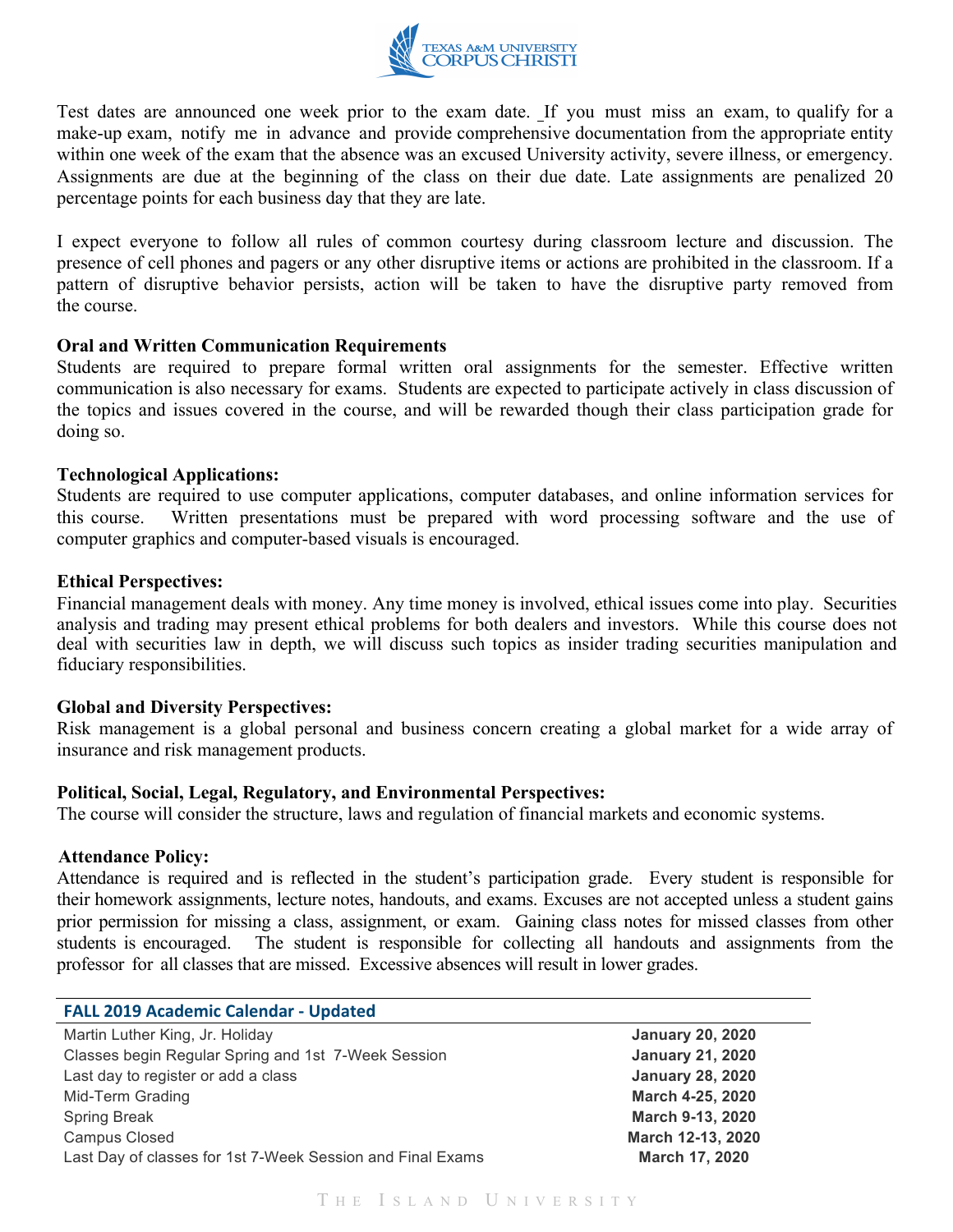Test dates are announced one week prior to the exam date. If you must miss an exam, to qualify for a make-up exam, notify me in advance and provide comprehensive documentation from the appropriate entity within one week of the exam that the absence was an excused University activity, severe illness, or emergency. Assignments are due at the beginning of the class on their due date. Late assignments are penalized 20 percentage points for each business day that they are late.

I expect everyone to follow all rules of common courtesy during classroom lecture and discussion. The presence of cell phones and pagers or any other disruptive items or actions are prohibited in the classroom. If a pattern of disruptive behavior persists, action will be taken to have the disruptive party removed from the course.

**Oral and Written Communication Requirements**

Students are required to prepare formal written oral assignments for the semester. Effective written communication is also necessary for exams. Students are expected to participate actively in class discussion of the topics and issues covered in the course, and will be rewarded though their class participation grade for doing so.

**Technological Applications:**

Students are required to use computer applications, computer databases, and online information services for this course. Written presentations must be prepared with word processing software and the use of computer graphics and computer-based visuals is encouraged.

**Ethical Perspectives:**

Financial management deals with money. Any time money is involved, ethical issues come into play. Securities analysis and trading may present ethical problems for both dealers and investors. While this course does not deal with securities law in depth, we will discuss such topics as insider trading securities manipulation and fiduciary responsibilities.

**Global and Diversity Perspectives:**

Risk management is a global personal and business concern creating a global market for a wide array of insurance and risk management products.

**Political, Social, Legal, Regulatory, and Environmental Perspectives:**

The course will consider the structure, laws and regulation of financial markets and economic systems.

**Attendance Policy:**

Attendance is required and is reflected in the student's participation grade. Every student is responsible for their homework assignments, lecture notes, handouts, and exams. Excuses are not accepted unless a student gains prior permission for missing a class, assignment, or exam. Gaining class notes for missed classes from other students is encouraged. The student is responsible for collecting all handouts and assignments from the professor for all classes that are missed. Excessive absences will result in lower grades.

| FALL 2019 Academic Calendar - Updated | |
|---|---|
| Martin Luther King, Jr. Holiday | **January 20, 2020** |
| Classes begin Regular Spring and 1st 7-Week Session | **January 21, 2020** |
| Last day to register or add a class | **January 28, 2020** |
| Mid-Term Grading | **March 4-25, 2020** |
| Spring Break | **March 9-13, 2020** |
| Campus Closed | **March 12-13, 2020** |
| Last Day of classes for 1st 7-Week Session and Final Exams | **March 17, 2020** |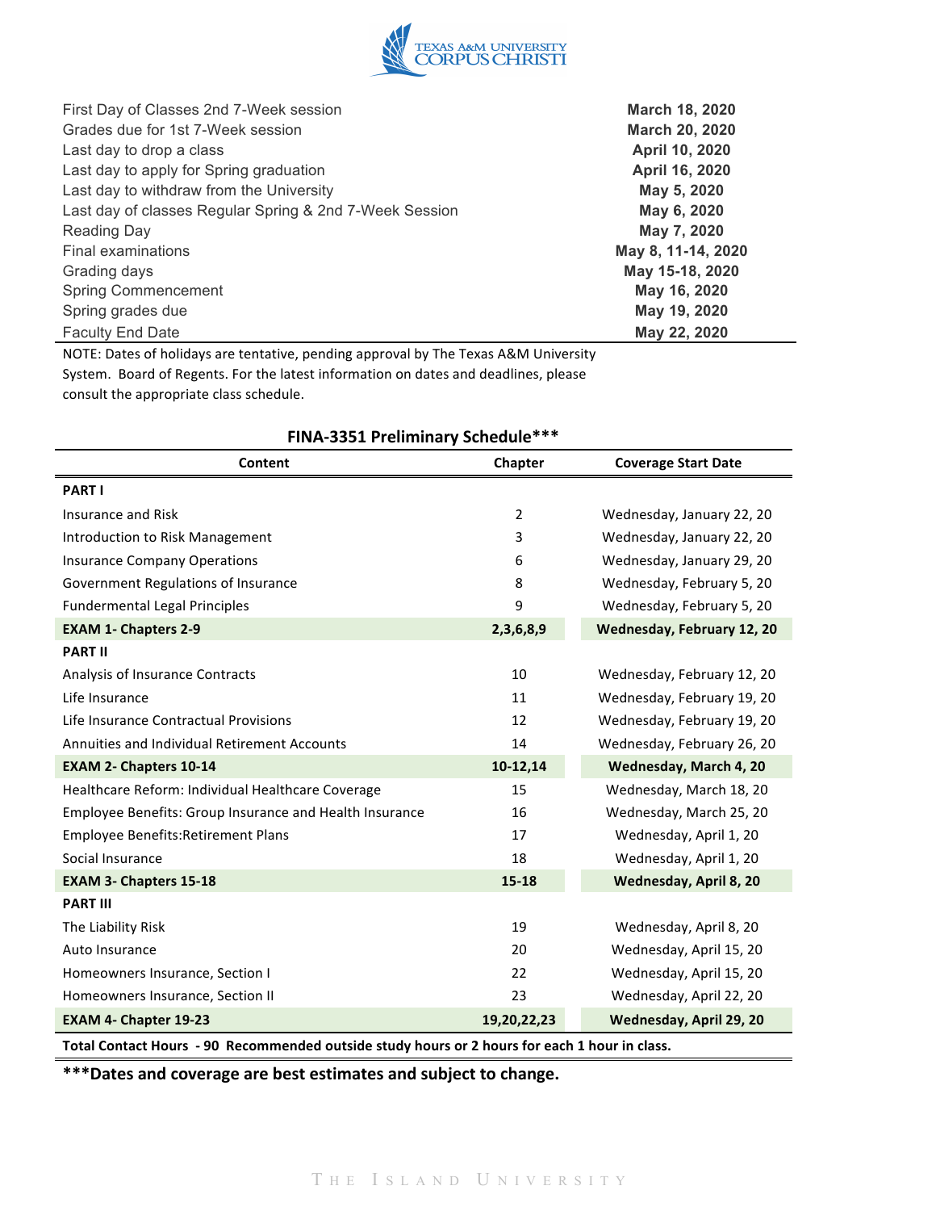| | |
|---|---|
| First Day of Classes 2nd 7-Week session | **March 18, 2020** |
| Grades due for 1st 7-Week session | **March 20, 2020** |
| Last day to drop a class | **April 10, 2020** |
| Last day to apply for Spring graduation | **April 16, 2020** |
| Last day to withdraw from the University | **May 5, 2020** |
| Last day of classes Regular Spring & 2nd 7-Week Session | **May 6, 2020** |
| Reading Day | **May 7, 2020** |
| Final examinations | **May 8, 11-14, 2020** |
| Grading days | **May 15-18, 2020** |
| Spring Commencement | **May 16, 2020** |
| Spring grades due | **May 19, 2020** |
| Faculty End Date | **May 22, 2020** |

NOTE: Dates of holidays are tentative, pending approval by The Texas A&M University System. Board of Regents. For the latest information on dates and deadlines, please consult the appropriate class schedule.

**FINA-3351 Preliminary Schedule*****

| Content | Chapter | Coverage Start Date |
|---|---|---|
| **PART I** | | |
| Insurance and Risk | 2 | Wednesday, January 22, 20 |
| Introduction to Risk Management | 3 | Wednesday, January 22, 20 |
| Insurance Company Operations | 6 | Wednesday, January 29, 20 |
| Government Regulations of Insurance | 8 | Wednesday, February 5, 20 |
| Fundermental Legal Principles | 9 | Wednesday, February 5, 20 |
| **EXAM 1- Chapters 2-9** | **2,3,6,8,9** | **Wednesday, February 12, 20** |
| **PART II** | | |
| Analysis of Insurance Contracts | 10 | Wednesday, February 12, 20 |
| Life Insurance | 11 | Wednesday, February 19, 20 |
| Life Insurance Contractual Provisions | 12 | Wednesday, February 19, 20 |
| Annuities and Individual Retirement Accounts | 14 | Wednesday, February 26, 20 |
| **EXAM 2- Chapters 10-14** | **10-12,14** | **Wednesday, March 4, 20** |
| Healthcare Reform: Individual Healthcare Coverage | 15 | Wednesday, March 18, 20 |
| Employee Benefits: Group Insurance and Health Insurance | 16 | Wednesday, March 25, 20 |
| Employee Benefits:Retirement Plans | 17 | Wednesday, April 1, 20 |
| Social Insurance | 18 | Wednesday, April 1, 20 |
| **EXAM 3- Chapters 15-18** | **15-18** | **Wednesday, April 8, 20** |
| **PART III** | | |
| The Liability Risk | 19 | Wednesday, April 8, 20 |
| Auto Insurance | 20 | Wednesday, April 15, 20 |
| Homeowners Insurance, Section I | 22 | Wednesday, April 15, 20 |
| Homeowners Insurance, Section II | 23 | Wednesday, April 22, 20 |
| **EXAM 4- Chapter 19-23** | **19,20,22,23** | **Wednesday, April 29, 20** |

**Total Contact Hours - 90 Recommended outside study hours or 2 hours for each 1 hour in class.**

*****Dates and coverage are best estimates and subject to change.**